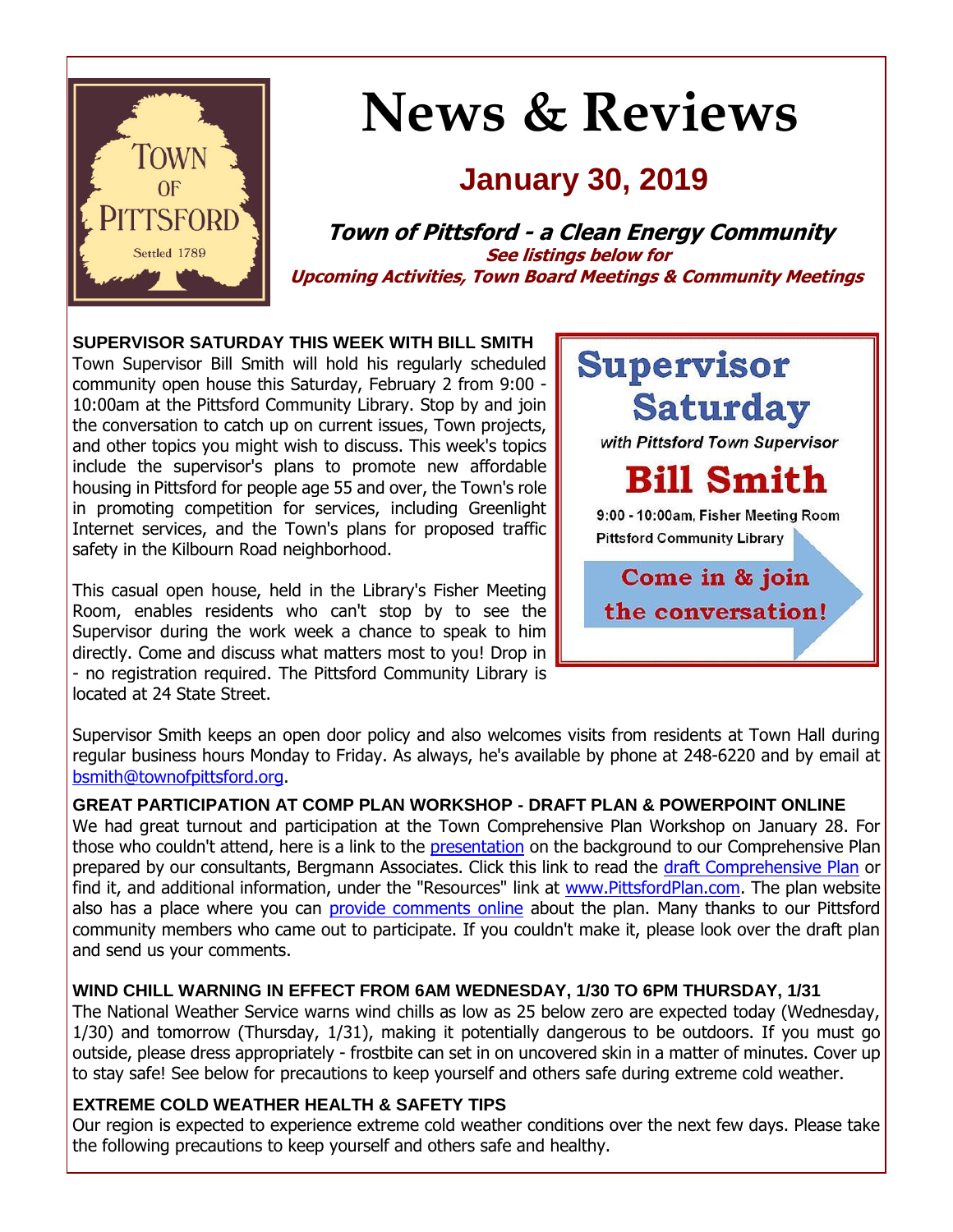# News & Reviews

## January 30, 2019

***Town of Pittsford - a Clean Energy Community***

***See listings below for Upcoming Activities, Town Board Meetings & Community Meetings***

### SUPERVISOR SATURDAY THIS WEEK WITH BILL SMITH

Town Supervisor Bill Smith will hold his regularly scheduled community open house this Saturday, February 2 from 9:00 - 10:00am at the Pittsford Community Library. Stop by and join the conversation to catch up on current issues, Town projects, and other topics you might wish to discuss. This week's topics include the supervisor's plans to promote new affordable housing in Pittsford for people age 55 and over, the Town's role in promoting competition for services, including Greenlight Internet services, and the Town's plans for proposed traffic safety in the Kilbourn Road neighborhood.

This casual open house, held in the Library's Fisher Meeting Room, enables residents who can't stop by to see the Supervisor during the work week a chance to speak to him directly. Come and discuss what matters most to you! Drop in - no registration required. The Pittsford Community Library is located at 24 State Street.

**Supervisor Saturday**
*with Pittsford Town Supervisor*
**Bill Smith**
9:00 - 10:00am, Fisher Meeting Room
Pittsford Community Library
**Come in & join the conversation!**

Supervisor Smith keeps an open door policy and also welcomes visits from residents at Town Hall during regular business hours Monday to Friday. As always, he's available by phone at 248-6220 and by email at bsmith@townofpittsford.org.

### GREAT PARTICIPATION AT COMP PLAN WORKSHOP - DRAFT PLAN & POWERPOINT ONLINE

We had great turnout and participation at the Town Comprehensive Plan Workshop on January 28. For those who couldn't attend, here is a link to the presentation on the background to our Comprehensive Plan prepared by our consultants, Bergmann Associates. Click this link to read the draft Comprehensive Plan or find it, and additional information, under the "Resources" link at www.PittsfordPlan.com. The plan website also has a place where you can provide comments online about the plan. Many thanks to our Pittsford community members who came out to participate. If you couldn't make it, please look over the draft plan and send us your comments.

### WIND CHILL WARNING IN EFFECT FROM 6AM WEDNESDAY, 1/30 TO 6PM THURSDAY, 1/31

The National Weather Service warns wind chills as low as 25 below zero are expected today (Wednesday, 1/30) and tomorrow (Thursday, 1/31), making it potentially dangerous to be outdoors. If you must go outside, please dress appropriately - frostbite can set in on uncovered skin in a matter of minutes. Cover up to stay safe! See below for precautions to keep yourself and others safe during extreme cold weather.

### EXTREME COLD WEATHER HEALTH & SAFETY TIPS

Our region is expected to experience extreme cold weather conditions over the next few days. Please take the following precautions to keep yourself and others safe and healthy.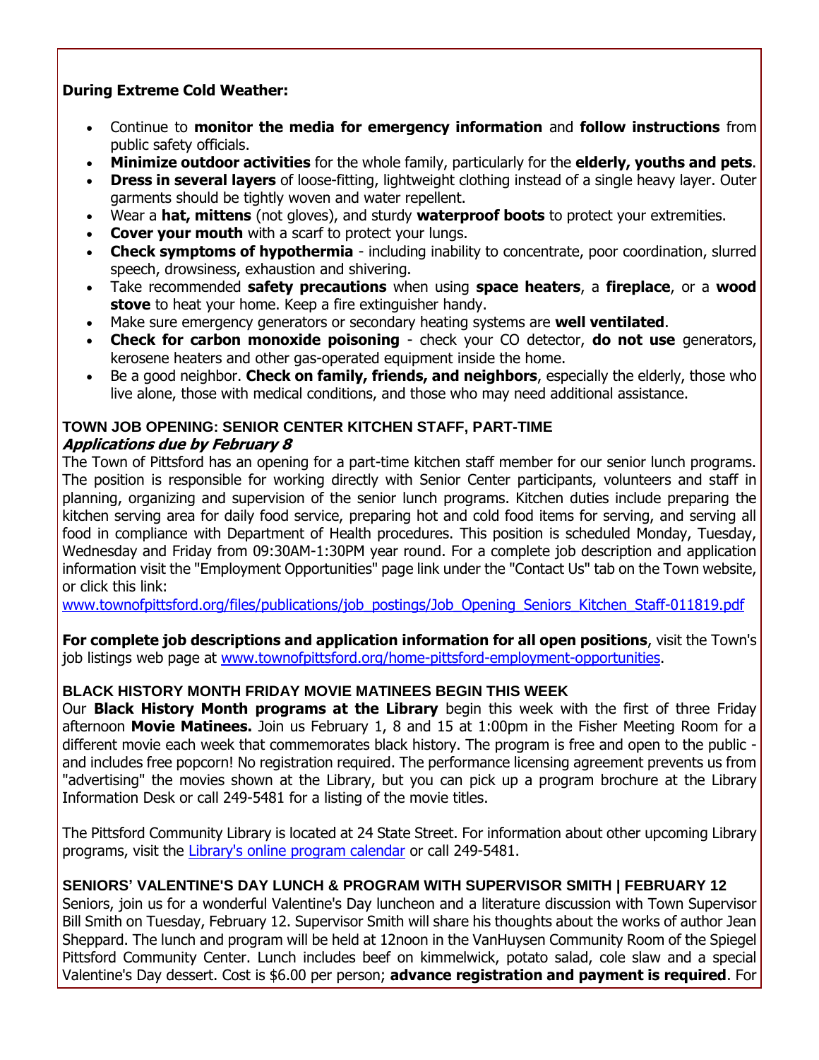**During Extreme Cold Weather:**

- Continue to **monitor the media for emergency information** and **follow instructions** from public safety officials.
- **Minimize outdoor activities** for the whole family, particularly for the **elderly, youths and pets**.
- **Dress in several layers** of loose-fitting, lightweight clothing instead of a single heavy layer. Outer garments should be tightly woven and water repellent.
- Wear a **hat, mittens** (not gloves), and sturdy **waterproof boots** to protect your extremities.
- **Cover your mouth** with a scarf to protect your lungs.
- **Check symptoms of hypothermia** - including inability to concentrate, poor coordination, slurred speech, drowsiness, exhaustion and shivering.
- Take recommended **safety precautions** when using **space heaters**, a **fireplace**, or a **wood stove** to heat your home. Keep a fire extinguisher handy.
- Make sure emergency generators or secondary heating systems are **well ventilated**.
- **Check for carbon monoxide poisoning** - check your CO detector, **do not use** generators, kerosene heaters and other gas-operated equipment inside the home.
- Be a good neighbor. **Check on family, friends, and neighbors**, especially the elderly, those who live alone, those with medical conditions, and those who may need additional assistance.

### TOWN JOB OPENING: SENIOR CENTER KITCHEN STAFF, PART-TIME

***Applications due by February 8***

The Town of Pittsford has an opening for a part-time kitchen staff member for our senior lunch programs. The position is responsible for working directly with Senior Center participants, volunteers and staff in planning, organizing and supervision of the senior lunch programs. Kitchen duties include preparing the kitchen serving area for daily food service, preparing hot and cold food items for serving, and serving all food in compliance with Department of Health procedures. This position is scheduled Monday, Tuesday, Wednesday and Friday from 09:30AM-1:30PM year round. For a complete job description and application information visit the "Employment Opportunities" page link under the "Contact Us" tab on the Town website, or click this link:
www.townofpittsford.org/files/publications/job_postings/Job_Opening_Seniors_Kitchen_Staff-011819.pdf

**For complete job descriptions and application information for all open positions**, visit the Town's job listings web page at www.townofpittsford.org/home-pittsford-employment-opportunities.

### BLACK HISTORY MONTH FRIDAY MOVIE MATINEES BEGIN THIS WEEK

Our **Black History Month programs at the Library** begin this week with the first of three Friday afternoon **Movie Matinees.** Join us February 1, 8 and 15 at 1:00pm in the Fisher Meeting Room for a different movie each week that commemorates black history. The program is free and open to the public - and includes free popcorn! No registration required. The performance licensing agreement prevents us from "advertising" the movies shown at the Library, but you can pick up a program brochure at the Library Information Desk or call 249-5481 for a listing of the movie titles.

The Pittsford Community Library is located at 24 State Street. For information about other upcoming Library programs, visit the Library's online program calendar or call 249-5481.

### SENIORS' VALENTINE'S DAY LUNCH & PROGRAM WITH SUPERVISOR SMITH | FEBRUARY 12

Seniors, join us for a wonderful Valentine's Day luncheon and a literature discussion with Town Supervisor Bill Smith on Tuesday, February 12. Supervisor Smith will share his thoughts about the works of author Jean Sheppard. The lunch and program will be held at 12noon in the VanHuysen Community Room of the Spiegel Pittsford Community Center. Lunch includes beef on kimmelwick, potato salad, cole slaw and a special Valentine's Day dessert. Cost is $6.00 per person; **advance registration and payment is required**. For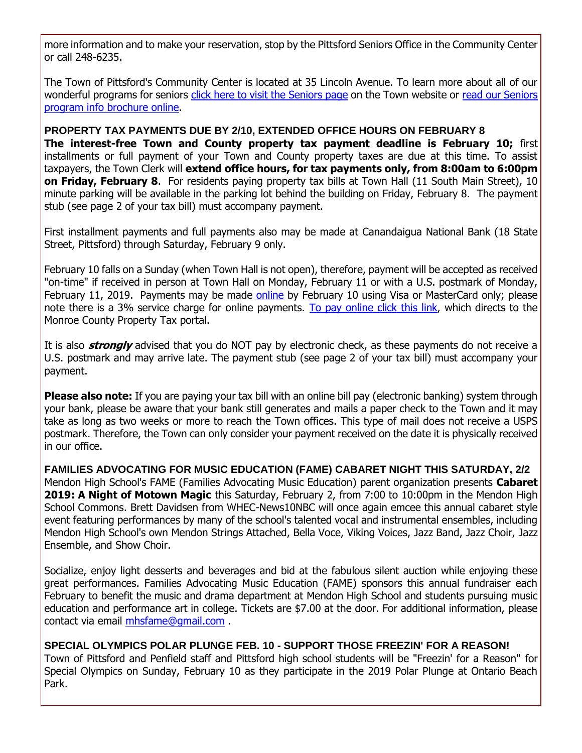more information and to make your reservation, stop by the Pittsford Seniors Office in the Community Center or call 248-6235.

The Town of Pittsford's Community Center is located at 35 Lincoln Avenue. To learn more about all of our wonderful programs for seniors click here to visit the Seniors page on the Town website or read our Seniors program info brochure online.

### PROPERTY TAX PAYMENTS DUE BY 2/10, EXTENDED OFFICE HOURS ON FEBRUARY 8

**The interest-free Town and County property tax payment deadline is February 10;** first installments or full payment of your Town and County property taxes are due at this time. To assist taxpayers, the Town Clerk will **extend office hours, for tax payments only, from 8:00am to 6:00pm on Friday, February 8**. For residents paying property tax bills at Town Hall (11 South Main Street), 10 minute parking will be available in the parking lot behind the building on Friday, February 8. The payment stub (see page 2 of your tax bill) must accompany payment.

First installment payments and full payments also may be made at Canandaigua National Bank (18 State Street, Pittsford) through Saturday, February 9 only.

February 10 falls on a Sunday (when Town Hall is not open), therefore, payment will be accepted as received "on-time" if received in person at Town Hall on Monday, February 11 or with a U.S. postmark of Monday, February 11, 2019. Payments may be made online by February 10 using Visa or MasterCard only; please note there is a 3% service charge for online payments. To pay online click this link, which directs to the Monroe County Property Tax portal.

It is also ***strongly*** advised that you do NOT pay by electronic check, as these payments do not receive a U.S. postmark and may arrive late. The payment stub (see page 2 of your tax bill) must accompany your payment.

**Please also note:** If you are paying your tax bill with an online bill pay (electronic banking) system through your bank, please be aware that your bank still generates and mails a paper check to the Town and it may take as long as two weeks or more to reach the Town offices. This type of mail does not receive a USPS postmark. Therefore, the Town can only consider your payment received on the date it is physically received in our office.

### FAMILIES ADVOCATING FOR MUSIC EDUCATION (FAME) CABARET NIGHT THIS SATURDAY, 2/2

Mendon High School's FAME (Families Advocating Music Education) parent organization presents **Cabaret 2019: A Night of Motown Magic** this Saturday, February 2, from 7:00 to 10:00pm in the Mendon High School Commons. Brett Davidsen from WHEC-News10NBC will once again emcee this annual cabaret style event featuring performances by many of the school's talented vocal and instrumental ensembles, including Mendon High School's own Mendon Strings Attached, Bella Voce, Viking Voices, Jazz Band, Jazz Choir, Jazz Ensemble, and Show Choir.

Socialize, enjoy light desserts and beverages and bid at the fabulous silent auction while enjoying these great performances. Families Advocating Music Education (FAME) sponsors this annual fundraiser each February to benefit the music and drama department at Mendon High School and students pursuing music education and performance art in college. Tickets are $7.00 at the door. For additional information, please contact via email mhsfame@gmail.com .

### SPECIAL OLYMPICS POLAR PLUNGE FEB. 10 - SUPPORT THOSE FREEZIN' FOR A REASON!

Town of Pittsford and Penfield staff and Pittsford high school students will be "Freezin' for a Reason" for Special Olympics on Sunday, February 10 as they participate in the 2019 Polar Plunge at Ontario Beach Park.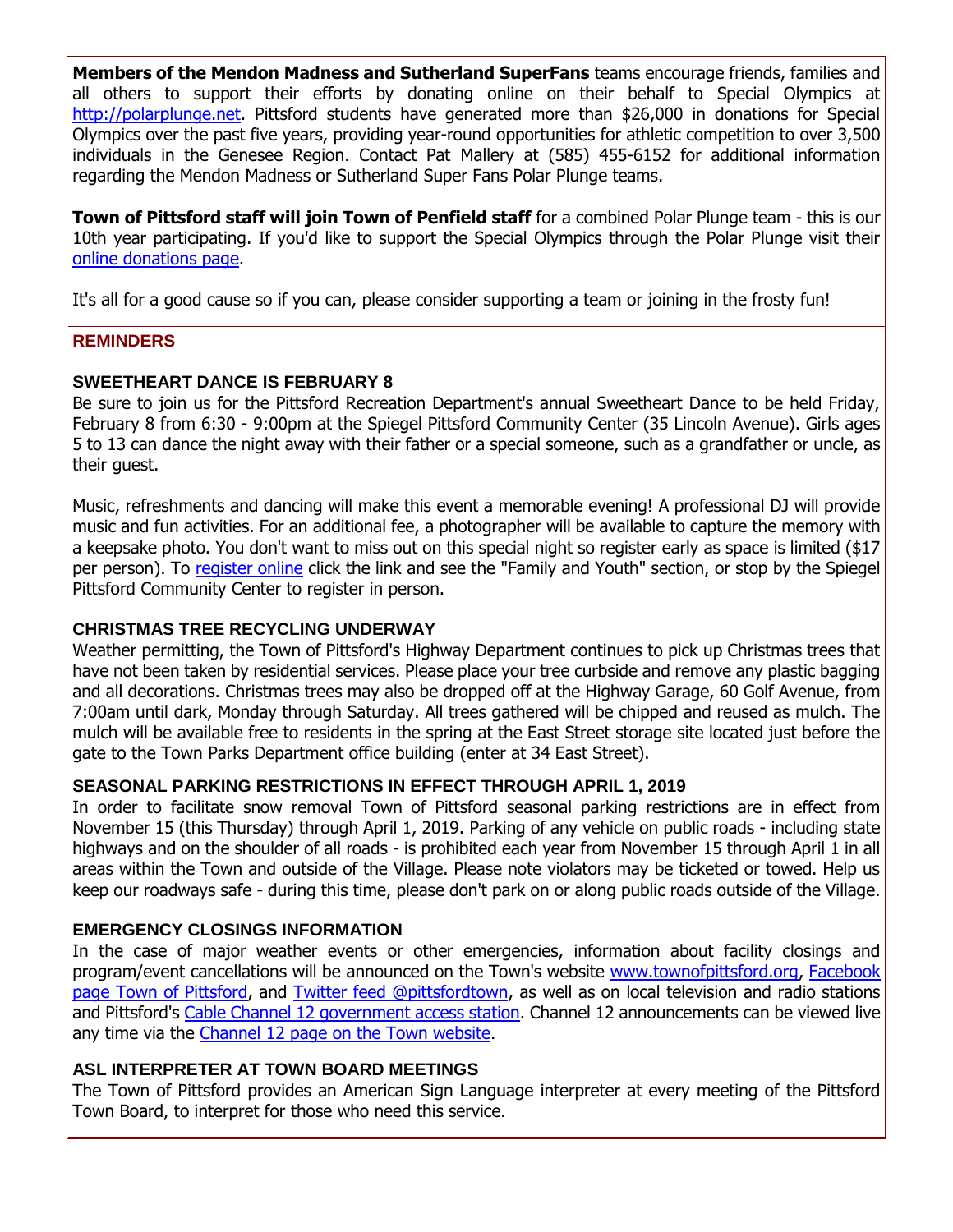**Members of the Mendon Madness and Sutherland SuperFans** teams encourage friends, families and all others to support their efforts by donating online on their behalf to Special Olympics at http://polarplunge.net. Pittsford students have generated more than $26,000 in donations for Special Olympics over the past five years, providing year-round opportunities for athletic competition to over 3,500 individuals in the Genesee Region. Contact Pat Mallery at (585) 455-6152 for additional information regarding the Mendon Madness or Sutherland Super Fans Polar Plunge teams.

**Town of Pittsford staff will join Town of Penfield staff** for a combined Polar Plunge team - this is our 10th year participating. If you'd like to support the Special Olympics through the Polar Plunge visit their online donations page.

It's all for a good cause so if you can, please consider supporting a team or joining in the frosty fun!

## REMINDERS

### SWEETHEART DANCE IS FEBRUARY 8

Be sure to join us for the Pittsford Recreation Department's annual Sweetheart Dance to be held Friday, February 8 from 6:30 - 9:00pm at the Spiegel Pittsford Community Center (35 Lincoln Avenue). Girls ages 5 to 13 can dance the night away with their father or a special someone, such as a grandfather or uncle, as their guest.

Music, refreshments and dancing will make this event a memorable evening! A professional DJ will provide music and fun activities. For an additional fee, a photographer will be available to capture the memory with a keepsake photo. You don't want to miss out on this special night so register early as space is limited ($17 per person). To register online click the link and see the "Family and Youth" section, or stop by the Spiegel Pittsford Community Center to register in person.

### CHRISTMAS TREE RECYCLING UNDERWAY

Weather permitting, the Town of Pittsford's Highway Department continues to pick up Christmas trees that have not been taken by residential services. Please place your tree curbside and remove any plastic bagging and all decorations. Christmas trees may also be dropped off at the Highway Garage, 60 Golf Avenue, from 7:00am until dark, Monday through Saturday. All trees gathered will be chipped and reused as mulch. The mulch will be available free to residents in the spring at the East Street storage site located just before the gate to the Town Parks Department office building (enter at 34 East Street).

### SEASONAL PARKING RESTRICTIONS IN EFFECT THROUGH APRIL 1, 2019

In order to facilitate snow removal Town of Pittsford seasonal parking restrictions are in effect from November 15 (this Thursday) through April 1, 2019. Parking of any vehicle on public roads - including state highways and on the shoulder of all roads - is prohibited each year from November 15 through April 1 in all areas within the Town and outside of the Village. Please note violators may be ticketed or towed. Help us keep our roadways safe - during this time, please don't park on or along public roads outside of the Village.

### EMERGENCY CLOSINGS INFORMATION

In the case of major weather events or other emergencies, information about facility closings and program/event cancellations will be announced on the Town's website www.townofpittsford.org, Facebook page Town of Pittsford, and Twitter feed @pittsfordtown, as well as on local television and radio stations and Pittsford's Cable Channel 12 government access station. Channel 12 announcements can be viewed live any time via the Channel 12 page on the Town website.

### ASL INTERPRETER AT TOWN BOARD MEETINGS

The Town of Pittsford provides an American Sign Language interpreter at every meeting of the Pittsford Town Board, to interpret for those who need this service.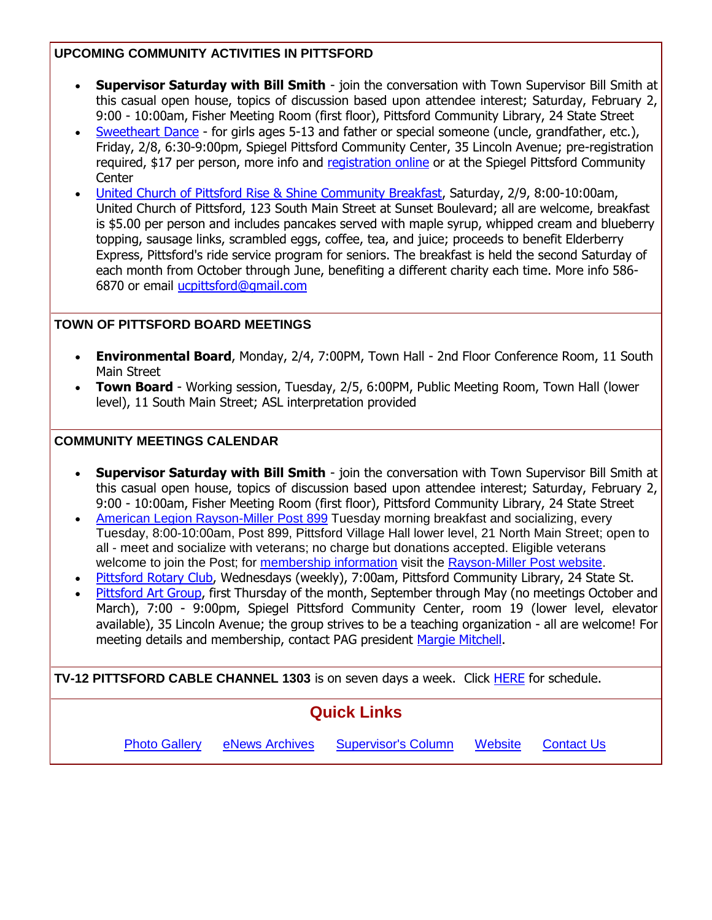## UPCOMING COMMUNITY ACTIVITIES IN PITTSFORD

- **Supervisor Saturday with Bill Smith** - join the conversation with Town Supervisor Bill Smith at this casual open house, topics of discussion based upon attendee interest; Saturday, February 2, 9:00 - 10:00am, Fisher Meeting Room (first floor), Pittsford Community Library, 24 State Street
- Sweetheart Dance - for girls ages 5-13 and father or special someone (uncle, grandfather, etc.), Friday, 2/8, 6:30-9:00pm, Spiegel Pittsford Community Center, 35 Lincoln Avenue; pre-registration required, $17 per person, more info and registration online or at the Spiegel Pittsford Community Center
- United Church of Pittsford Rise & Shine Community Breakfast, Saturday, 2/9, 8:00-10:00am, United Church of Pittsford, 123 South Main Street at Sunset Boulevard; all are welcome, breakfast is $5.00 per person and includes pancakes served with maple syrup, whipped cream and blueberry topping, sausage links, scrambled eggs, coffee, tea, and juice; proceeds to benefit Elderberry Express, Pittsford's ride service program for seniors. The breakfast is held the second Saturday of each month from October through June, benefiting a different charity each time. More info 586-6870 or email ucpittsford@gmail.com

## TOWN OF PITTSFORD BOARD MEETINGS

- **Environmental Board**, Monday, 2/4, 7:00PM, Town Hall - 2nd Floor Conference Room, 11 South Main Street
- **Town Board** - Working session, Tuesday, 2/5, 6:00PM, Public Meeting Room, Town Hall (lower level), 11 South Main Street; ASL interpretation provided

## COMMUNITY MEETINGS CALENDAR

- **Supervisor Saturday with Bill Smith** - join the conversation with Town Supervisor Bill Smith at this casual open house, topics of discussion based upon attendee interest; Saturday, February 2, 9:00 - 10:00am, Fisher Meeting Room (first floor), Pittsford Community Library, 24 State Street
- American Legion Rayson-Miller Post 899 Tuesday morning breakfast and socializing, every Tuesday, 8:00-10:00am, Post 899, Pittsford Village Hall lower level, 21 North Main Street; open to all - meet and socialize with veterans; no charge but donations accepted. Eligible veterans welcome to join the Post; for membership information visit the Rayson-Miller Post website.
- Pittsford Rotary Club, Wednesdays (weekly), 7:00am, Pittsford Community Library, 24 State St.
- Pittsford Art Group, first Thursday of the month, September through May (no meetings October and March), 7:00 - 9:00pm, Spiegel Pittsford Community Center, room 19 (lower level, elevator available), 35 Lincoln Avenue; the group strives to be a teaching organization - all are welcome! For meeting details and membership, contact PAG president Margie Mitchell.

**TV-12 PITTSFORD CABLE CHANNEL 1303** is on seven days a week. Click HERE for schedule.

## Quick Links

Photo Gallery | eNews Archives | Supervisor's Column | Website | Contact Us